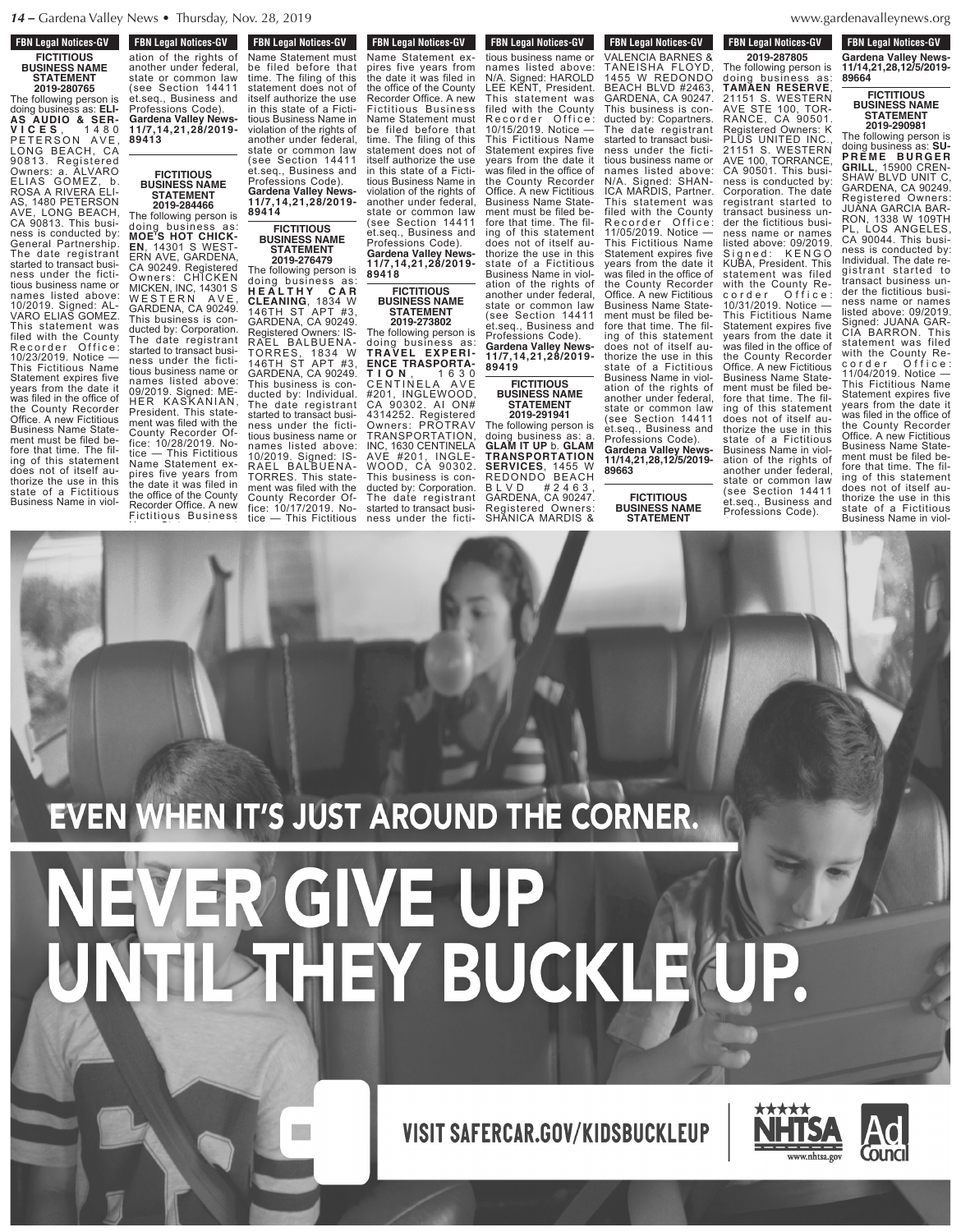FBN Legal Notices-GV

**FICTITIOUS BUSINESS NAME STATEMENT**
**2019-280765**

The following person is doing business as: **ELIAS AUDIO & SERVICES**, 1480 PETERSON AVE, LONG BEACH, CA 90813. Registered Owners: a. ALVARO ELIAS GOMEZ, b. ROSA A RIVERA ELIAS, 1480 PETERSON AVE, LONG BEACH, CA 90813. This business is conducted by: General Partnership. The date registrant started to transact business under the fictitious business name or names listed above: 10/2019. Signed: ALVARO ELIAS GOMEZ. This statement was filed with the County Recorder Office: 10/23/2019. Notice — This Fictitious Name Statement expires five years from the date it was filed in the office of the County Recorder Office. A new Fictitious Business Name Statement must be filed before that time. The filing of this statement does not of itself authorize the use in this state of a Fictitious Business Name in violation of the rights of another under federal, state or common law (see Section 14411 et.seq., Business and Professions Code).
**Gardena Valley News-11/7,14,21,28/2019-89413**

**FICTITIOUS BUSINESS NAME STATEMENT**
**2019-284466**

The following person is doing business as: **MOE'S HOT CHICKEN**, 14301 S WESTERN AVE, GARDENA, CA 90249. Registered Owners: CHICKEN MICKEN, INC, 14301 S WESTERN AVE, GARDENA, CA 90249. This business is conducted by: Corporation. The date registrant started to transact business under the fictitious business name or names listed above: 09/2019. Signed: MEHER KASKANIAN, President. This statement was filed with the County Recorder Office: 10/28/2019. Notice — This Fictitious Name Statement expires five years from the date it was filed in the office of the County Recorder Office. A new Fictitious Business Name Statement must be filed before that time. The filing of this statement does not of itself authorize the use in this state of a Fictitious Business Name in violation of the rights of another under federal, state or common law (see Section 14411 et.seq., Business and Professions Code).
**Gardena Valley News-11/7,14,21,28/2019-89414**

**FICTITIOUS BUSINESS NAME STATEMENT**
**2019-276479**

The following person is doing business as: **HEALTHY CAR CLEANING**, 1834 W 146TH ST APT #3, GARDENA, CA 90249. Registered Owners: ISRAEL BALBUENA-TORRES, 1834 W 146TH ST APT #3, GARDENA, CA 90249. This business is conducted by: Individual. The date registrant started to transact business under the fictitious business name or names listed above: 10/2019. Signed: ISRAEL BALBUENA-TORRES. This statement was filed with the County Recorder Office: 10/17/2019. Notice — This Fictitious Name Statement expires five years from the date it was filed in the office of the County Recorder Office. A new Fictitious Business Name Statement must be filed before that time. The filing of this statement does not of itself authorize the use in this state of a Fictitious Business Name in violation of the rights of another under federal, state or common law (see Section 14411 et.seq., Business and Professions Code).
**Gardena Valley News-11/7,14,21,28/2019-89418**

**FICTITIOUS BUSINESS NAME STATEMENT**
**2019-273802**

The following person is doing business as: **TRAVEL EXPERIENCE TRASPORTATION**, 1630 CENTINELA AVE #201, INGLEWOOD, CA 90302. AI ON# 4314252. Registered Owners: PROTRAV TRANSPORTATION, INC, 1630 CENTINELA AVE #201, INGLEWOOD, CA 90302. This business is conducted by: Corporation. The date registrant started to transact business under the fictitious business name or names listed above: N/A. Signed: HAROLD LEE KENT, President. This statement was filed with the County Recorder Office: 10/15/2019. Notice — This Fictitious Name Statement expires five years from the date it was filed in the office of the County Recorder Office. A new Fictitious Business Name Statement must be filed before that time. The filing of this statement does not of itself authorize the use in this state of a Fictitious Business Name in violation of the rights of another under federal, state or common law (see Section 14411 et.seq., Business and Professions Code).
**Gardena Valley News-11/7,14,21,28/2019-89419**

**FICTITIOUS BUSINESS NAME STATEMENT**
**2019-291941**

The following person is doing business as: a. **GLAM IT UP** b. **GLAM TRANSPORTATION SERVICES**, 1455 W REDONDO BEACH BLVD #2463, GARDENA, CA 90247. Registered Owners: SHANICA MARDIS & VALENCIA BARNES & TANEISHA FLOYD, 1455 W REDONDO BEACH BLVD #2463, GARDENA, CA 90247. This business is conducted by: Copartners. The date registrant started to transact business under the fictitious business name or names listed above: N/A. Signed: SHANICA MARDIS, Partner. This statement was filed with the County Recorder Office: 11/05/2019. Notice — This Fictitious Name Statement expires five years from the date it was filed in the office of the County Recorder Office. A new Fictitious Business Name Statement must be filed before that time. The filing of this statement does not of itself authorize the use in this state of a Fictitious Business Name in violation of the rights of another under federal, state or common law (see Section 14411 et.seq., Business and Professions Code).
**Gardena Valley News-11/14,21,28,12/5/2019-89663**

**FICTITIOUS BUSINESS NAME STATEMENT**
**2019-287805**

The following person is doing business as: **TAMAEN RESERVE**, 21151 S. WESTERN AVE STE 100, TORRANCE, CA 90501. Registered Owners: K PLUS UNITED INC., 21151 S. WESTERN AVE 100, TORRANCE, CA 90501. This business is conducted by: Corporation. The date registrant started to transact business under the fictitious business name or names listed above: 09/2019. Signed: KENGO KUBA, President. This statement was filed with the County Recorder Office: 10/31/2019. Notice — This Fictitious Name Statement expires five years from the date it was filed in the office of the County Recorder Office. A new Fictitious Business Name Statement must be filed before that time. The filing of this statement does not of itself authorize the use in this state of a Fictitious Business Name in violation of the rights of another under federal, state or common law (see Section 14411 et.seq., Business and Professions Code).
**Gardena Valley News-11/14,21,28,12/5/2019-89664**

**FICTITIOUS BUSINESS NAME STATEMENT**
**2019-290981**

The following person is doing business as: **SUPREME BURGER GRILL**, 15900 CRENSHAW BLVD UNIT C, GARDENA, CA 90249. Registered Owners: JUANA GARCIA BARRON, 1338 W 109TH PL, LOS ANGELES, CA 90044. This business is conducted by: Individual. The date registrant started to transact business under the fictitious business name or names listed above: 09/2019. Signed: JUANA GARCIA BARRON. This statement was filed with the County Recorder Office: 11/04/2019. Notice — This Fictitious Name Statement expires five years from the date it was filed in the office of the County Recorder Office. A new Fictitious Business Name Statement must be filed before that time. The filing of this statement does not of itself authorize the use in this state of a Fictitious Business Name in viol-

EVEN WHEN IT'S JUST AROUND THE CORNER.

NEVER GIVE UP UNTIL THEY BUCKLE UP.

VISIT SAFERCAR.GOV/KIDSBUCKLEUP

NHTSA www.nhtsa.gov | Ad Council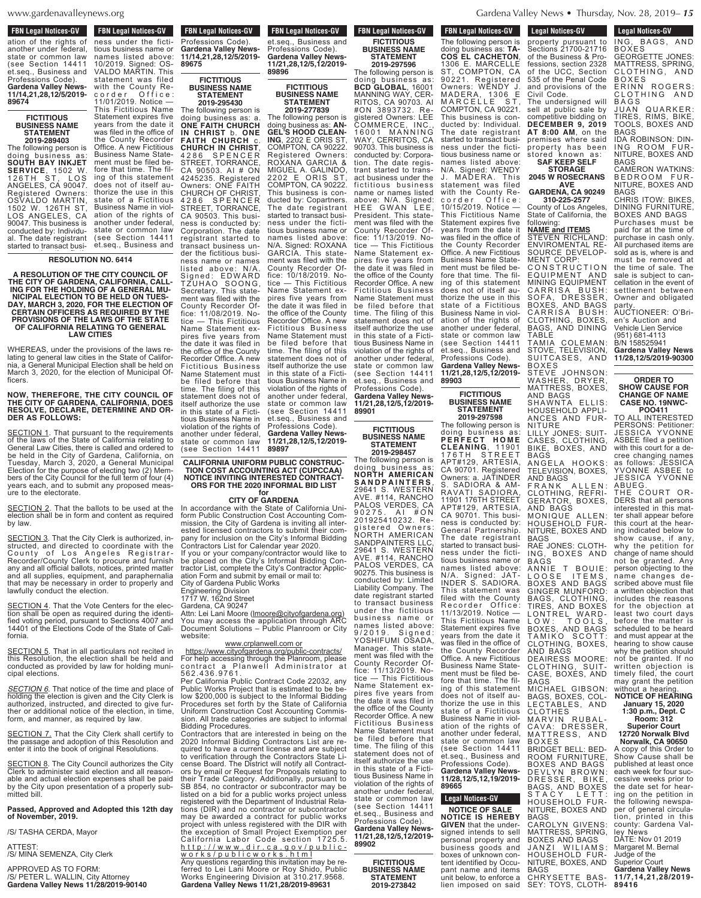ation of the rights of another under federal, state or common law (see Section 14411 et.seq., Business and Professions Code).
**Gardena Valley News-11/14,21,28,12/5/2019-89674**

**FICTITIOUS BUSINESS NAME STATEMENT 2019-289403**

The following person is doing business as: **SOUTH BAY INKJET SERVICE**, 1502 W. 126TH ST, LOS ANGELES, CA 90047. Registered Owners: OSVALDO MARTIN, 1502 W. 126TH ST, LOS ANGELES, CA 90047. This business is conducted by: Individual. The date registrant started to transact business under the fictitious business name or names listed above: 10/2019. Signed: OSVALDO MARTIN. This statement was filed with the County Recorder Office: 11/01/2019. Notice — This Fictitious Name Statement expires five years from the date it was filed in the office of the County Recorder Office. A new Fictitious Business Name Statement must be filed before that time. The filing of this statement does not of itself authorize the use in this state of a Fictitious Business Name in violation of the rights of another under federal, state or common law (see Section 14411 et.seq., Business and Professions Code).
**Gardena Valley News-11/14,21,28,12/5/2019-89675**

**FICTITIOUS BUSINESS NAME STATEMENT 2019-295430**

The following person is doing business as: a. **ONE FAITH CHURCH IN CHRIST** b. **ONE FAITH CHURCH** c. **CHURCH IN CHRIST**, 4286 SPENCER STREET, TORRANCE, CA 90503. AI # ON 4245235. Registered Owners: ONE FAITH CHURCH OF CHRIST, 4286 SPENCER STREET, TORRANCE, CA 90503. This business is conducted by: Corporation. The date registrant started to transact business under the fictitious business name or names listed above: N/A. Signed: EDWARD TZUHAO SOONG, Secretary. This statement was filed with the County Recorder Office: 11/08/2019. Notice — This Fictitious Name Statement expires five years from the date it was filed in the office of the County Recorder Office. A new Fictitious Business Name Statement must be filed before that time. The filing of this statement does not of itself authorize the use in this state of a Fictitious Business Name in violation of the rights of another under federal, state or common law (see Section 14411 et.seq., Business and Professions Code).
**Gardena Valley News-11/14,21,28,12/5,12/2019-89896**

**FICTITIOUS BUSINESS NAME STATEMENT 2019-277839**

The following person is doing business as: **ANGEL'S HOOD CLEANING**, 2202 E ORIS ST, COMPTON, CA 90222. Registered Owners: ROXANA GARCIA & MIGUEL A. GALINDO, 2202 E ORIS ST, COMPTON, CA 90222. This business is conducted by: Copartners. The date registrant started to transact business under the fictitious business name or names listed above: N/A. Signed: ROXANA GARCIA. This statement was filed with the County Recorder Office: 10/18/2019. Notice — This Fictitious Name Statement expires five years from the date it was filed in the office of the County Recorder Office. A new Fictitious Business Name Statement must be filed before that time. The filing of this statement does not of itself authorize the use in this state of a Fictitious Business Name in violation of the rights of another under federal, state or common law (see Section 14411 et.seq., Business and Professions Code).
**Gardena Valley News-11/14,21,28,12/5,12/2019-89897**

**FICTITIOUS BUSINESS NAME STATEMENT 2019-297596**

The following person is doing business as: **BCD GLOBAL**, 16001 MANNING WAY, CERRITOS, CA 90703. AI #ON 3893732. Registered Owners: LEE COMMERCE, INC., 16001 MANNING WAY, CERRITOS, CA 90703. This business is conducted by: Corporation. The date registrant started to transact business under the fictitious business name or names listed above: N/A. Signed: HEE GWAN LEE, President. This statement was filed with the County Recorder Office: 11/13/2019. Notice — This Fictitious Name Statement expires five years from the date it was filed in the office of the County Recorder Office. A new Fictitious Business Name Statement must be filed before that time. The filing of this statement does not of itself authorize the use in this state of a Fictitious Business Name in violation of the rights of another under federal, state or common law (see Section 14411 et.seq., Business and Professions Code).
**Gardena Valley News-11/21,28,12/5,12/2019-89901**

**FICTITIOUS BUSINESS NAME STATEMENT 2019-298457**

The following person is doing business as: **NORTH AMERICAN SANDPAINTERS**, 29641 S. WESTERN AVE. #114, RANCHO PALOS VERDES, CA 90275. AI #ON 201925410232. Registered Owners: NORTH AMERICAN SANDPAINTERS LLC, 29641 S. WESTERN AVE. #114, RANCHO PALOS VERDES, CA 90275. This business is conducted by: Limited Liability Company. The date registrant started to transact business under the fictitious business name or names listed above: 9/2019. Signed: YOSHIFUMI OSADA, Manager. This statement was filed with the County Recorder Office: 11/13/2019. Notice — This Fictitious Name Statement expires five years from the date it was filed in the office of the County Recorder Office. A new Fictitious Business Name Statement must be filed before that time. The filing of this statement does not of itself authorize the use in this state of a Fictitious Business Name in violation of the rights of another under federal, state or common law (see Section 14411 et.seq., Business and Professions Code).
**Gardena Valley News-11/21,28,12/5,12/2019-89902**

**FICTITIOUS BUSINESS NAME STATEMENT 2019-273842**

The following person is doing business as: **TACOS EL CACHETON**, 1306 E. MARCELLE ST, COMPTON, CA 90221. Registered Owners: WENDY J. MADERA, 1306 E MARCELLE ST, COMPTON, CA 90221. This business is conducted by: Individual. The date registrant started to transact business under the fictitious business name or names listed above: N/A. Signed: WENDY J. MADERA. This statement was filed with the County Recorder Office: 10/15/2019. Notice — This Fictitious Name Statement expires five years from the date it was filed in the office of the County Recorder Office. A new Fictitious Business Name Statement must be filed before that time. The filing of this statement does not of itself authorize the use in this state of a Fictitious Business Name in violation of the rights of another under federal, state or common law (see Section 14411 et.seq., Business and Professions Code).
**Gardena Valley News-11/21,28,12/5,12/2019-89903**

**FICTITIOUS BUSINESS NAME STATEMENT 2019-297598**

The following person is doing business as: **PERFECT HOME CLEANING**, 11901 176TH STREET APT#129, ARTESIA, CA 90701. Registered Owners: a. JATINDER S. SADIORA & AMRAVATI SADIORA, 11901 176TH STREET APT#129, ARTESIA, CA 90701. This business is conducted by: General Partnership. The date registrant started to transact business under the fictitious business name or names listed above: N/A. Signed: JATINDER S. SADIORA. This statement was filed with the County Recorder Office: 11/13/2019. Notice — This Fictitious Name Statement expires five years from the date it was filed in the office of the County Recorder Office. A new Fictitious Business Name Statement must be filed before that time. The filing of this statement does not of itself authorize the use in this state of a Fictitious Business Name in violation of the rights of another under federal, state or common law (see Section 14411 et.seq., Business and Professions Code).
**Gardena Valley News-11/28,12/5,12,19/2019-89665**

**RESOLUTION NO. 6414**

**A RESOLUTION OF THE CITY COUNCIL OF THE CITY OF GARDENA, CALIFORNIA, CALLING FOR THE HOLDING OF A GENERAL MUNICIPAL ELECTION TO BE HELD ON TUESDAY, MARCH 3, 2020, FOR THE ELECTION OF CERTAIN OFFICERS AS REQUIRED BY THE PROVISIONS OF THE LAWS OF THE STATE OF CALIFORNIA RELATING TO GENERAL LAW CITIES**

WHEREAS, under the provisions of the laws relating to general law cities in the State of California, a General Municipal Election shall be held on March 3, 2020, for the election of Municipal Officers.

**NOW, THEREFORE, THE CITY COUNCIL OF THE CITY OF GARDENA, CALIFORNIA, DOES RESOLVE, DECLARE, DETERMINE AND ORDER AS FOLLOWS:**

SECTION 1. That pursuant to the requirements of the laws of the State of California relating to General Law Cities, there is called and ordered to be held in the City of Gardena, California, on Tuesday, March 3, 2020, a General Municipal Election for the purpose of electing two (2) Members of the City Council for the full term of four (4) years each, and to submit any proposed measure to the electorate.

SECTION 2. That the ballots to be used at the election shall be in form and content as required by law.

SECTION 3. That the City Clerk is authorized, instructed, and directed to coordinate with the County of Los Angeles Registrar-Recorder/County Clerk to procure and furnish any and all official ballots, notices, printed matter and all supplies, equipment, and paraphernalia that may be necessary in order to properly and lawfully conduct the election.

SECTION 4. That the Vote Centers for the election shall be open as required during the identified voting period, pursuant to Sections 4007 and 14401 of the Elections Code of the State of California.

SECTION 5. That in all particulars not recited in this Resolution, the election shall be held and conducted as provided by law for holding municipal elections.

*SECTION 6.* That notice of the time and place of holding the election is given and the City Clerk is authorized, instructed, and directed to give further or additional notice of the election, in time, form, and manner, as required by law.

SECTION 7. That the City Clerk shall certify to the passage and adoption of this Resolution and enter it into the book of original Resolutions.

SECTION 8. The City Council authorizes the City Clerk to administer said election and all reasonable and actual election expenses shall be paid by the City upon presentation of a properly submitted bill.

**Passed, Approved and Adopted this 12th day of November, 2019.**

/S/ TASHA CERDA, Mayor

ATTEST:
/S/ MINA SEMENZA, City Clerk

APPROVED AS TO FORM:
/S/ PETER L. WALLIN, City Attorney
**Gardena Valley News 11/28/2019-90140**

**CALIFORNIA UNIFORM PUBLIC CONSTRUCTION COST ACCOUNTING ACT (CUPCCAA) NOTICE INVITING INTERESTED CONTRACTORS FOR THE 2020 INFORMAL BID LIST for CITY OF GARDENA**

In accordance with the State of California Uniform Public Construction Cost Accounting Commission, the City of Gardena is inviting all interested licensed contractors to submit their company for inclusion on the City's Informal Bidding Contractors List for Calendar year 2020.
If you or your company/contractor would like to be placed on the City's Informal Bidding Contractor List, complete the City's Contractor Application Form and submit by email or mail to:
City of Gardena Public Works
Engineering Division
1717 W. 162nd Street
Gardena, CA 90247
Attn: Lei Lani Moore (lmoore@cityofgardena.org)
You may access the application through ARC Document Solutions – Public Planroom or City website:
www.crplanwell.com or
https://www.cityofgardena.org/public-contracts/
For help accessing through the Planroom, please contract a Planwell Administrator at 562.436.9761.
Per California Public Contract Code 22032, any Public Works Project that is estimated to be below $200,000 is subject to the Informal Bidding Procedures set forth by the State of California Uniform Construction Cost Accounting Commission. All trade categories are subject to informal Bidding Procedures.
Contractors that are interested in being on the 2020 Informal Bidding Contractors List are required to have a current license and are subject to verification through the Contractors State License Board. The District will notify all Contractors by email or Request for Proposals relating to their Trade Category. Additionally, pursuant to SB 854, no contractor or subcontractor may be listed on a bid for a public works project unless registered with the Department of Industrial Relations (DIR) and no contractor or subcontractor may be awarded a contract for public works project with unless registered with the DIR with the exception of Small Project Exemption per California Labor Code section 1725.5. http://www.dir.ca.gov/public-works/publicworks.html
Any questions regarding this invitation may be referred to Lei Lani Moore or Roy Shido, Public Works Engineering Division at 310.217.9568.
**Gardena Valley News 11/21,28/2019-89631**

**NOTICE OF SALE NOTICE IS HEREBY GIVEN** that the undersigned intends to sell personal property and business goods and boxes of unknown content identified by Occupant name and items unit below, to enforce a lien imposed on said property pursuant to Sections 21700-21716 of the Business & Professions, section 2328 of the UCC, Section 535 of the Penal Code and provisions of the Civil Code.
The undersigned will sell at public sale by competitive bidding on **DECEMBER 9, 2019 AT 8:00 AM**, on the premises where said property has been stored known as:
**SAF KEEP SELF STORAGE**
**2045 W ROSECRANS AVE**
**GARDENA, CA 90249**
**310-225-2577**
County of Los Angeles, State of California, the following:
**NAME and ITEMS**
STEVEN RICHLAND: ENVIROMENTAL RE-SOURCE DEVELOPMENT CORP: CONSTRUCTION EQUIPMENT AND MINING EQUIPMENT
CARRISA BUSH: SOFA, DRESSER, BOXES, AND BAGS
CARRISA BUSH: CLOTHING, BOXES, BAGS, AND DINING TABLE
TAMIA COLEMAN: STOVE, TELEVISION, SUITCASES, AND BOXES
STEVE JOHNSON: WASHER, DRYER, MATTRESS, BOXES, AND BAGS
SHAWNTA ELLIS: HOUSEHOLD APPLIANCES AND FURNITURE
LILLY JONES: SUITCASES, CLOTHING, BIKE, BOXES, AND BAGS
ANGELA HOOKS: TELEVISION, BOXES, AND BAGS
FRANK ALLEN: CLOTHING, REFRIGERATOR, BOXES, AND BAGS
MONIQUE ALLEN: HOUSEHOLD FURNITURE, BOXES AND BAGS
RAE JONES: CLOTHING, BOXES AND BAGS
ANNIE T BOUIE: LOOSE ITEMS, BOXES AND BAGS
GINGER MUNFORD: BAGS, CLOTHING, TIRES, AND BOXES
LONTREL WARD-LOW: TOOLS, BOXES, AND BAGS
TAMIKO SCOTT: CLOTHING, BOXES, AND BAGS
DEAIRESS MOORE: CLOTHING, SUITCASE, BOXES, AND BAGS
MICHAEL GIBSON: BAGS, BOXES, COLLECTABLES, AND CLOTHES
MARVIN RUBALCAVA: DRESSER, MATTRESS, AND BOXES
BRIDGET BELL: BEDROOM FURNITURE, BOXES AND BAGS
DEVLYN BROWN: DRESSER, BIKE, BAGS, AND BOXES
STACY LETT: HOUSEHOLD FURNITURE, BOXES AND BAGS
CAROLYN GIVENS: MATTRESS, SPRING, BOXES AND BAGS
JANZI WILIAMS: HOUSEHOLD FURNITURE, BOXES, AND BAGS
CHRYSETTE BASSEY: TOYS, CLOTHING, BAGS, AND BOXES
GEORGETTE JONES: MATTRESS, SPRING, CLOTHING, AND BOXES
ERINN ROGERS: CLOTHING AND BAGS
JUAN QUARKER: TIRES, RIMS, BIKE, TOOLS, BOXES AND BAGS
IDA ROBINSON: DINING ROOM FURNITURE, BOXES AND BAGS
CAMERON WATKINS: BEDROOM FURNITURE, BOXES AND BAGS
CHRIS ITOW: BIKES, DINING FURNITURE, BOXES AND BAGS
Purchases must be paid for at the time of purchase in cash only. All purchased items are sold as is, where is and must be removed at the time of sale. The sale is subject to cancellation in the event of settlement between Owner and obligated party.
AUCTIONEER: O'Brien's Auction and Vehicle Lien Service (951) 681-4113
BN 158525941
**Gardena Valley News 11/28,12/5/2019-90300**

**ORDER TO SHOW CAUSE FOR CHANGE OF NAME CASE NO. 19NWCP00411**

TO ALL INTERESTED PERSONS: Petitioner: JESSICA YVONNE ASBEE filed a petition with this court for a decree changing names as follows: JESSICA YVONNE ASBEE to JESSICA YVONNE ABUEG.
THE COURT ORDERS that all persons interested in this matter shall appear before this court at the hearing indicated below to show cause, if any, why the petition for change of name should not be granted. Any person objecting to the name changes described above must file a written objection that includes the reasons for the objection at least two court days before the matter is scheduled to be heard and must appear at the hearing to show cause why the petition should not be granted. If no written objection is timely filed, the court may grant the petition without a hearing.
**NOTICE OF HEARING**
**January 15, 2020**
**1:30 p.m., Dept. C**
**Room: 312**
**Superior Court**
**12720 Norwalk Blvd**
**Norwalk, CA 90650**
A copy of this Order to Show Cause shall be published at least once each week for four successive weeks prior to the date set for hearing on the petition in the following newspaper of general circulation, printed in this county: Gardena Valley News
DATE: Nov 01 2019
Margaret M. Bernal
Judge of the Superior Court
**Gardena Valley News 11/7,14,21,28/2019-89416**